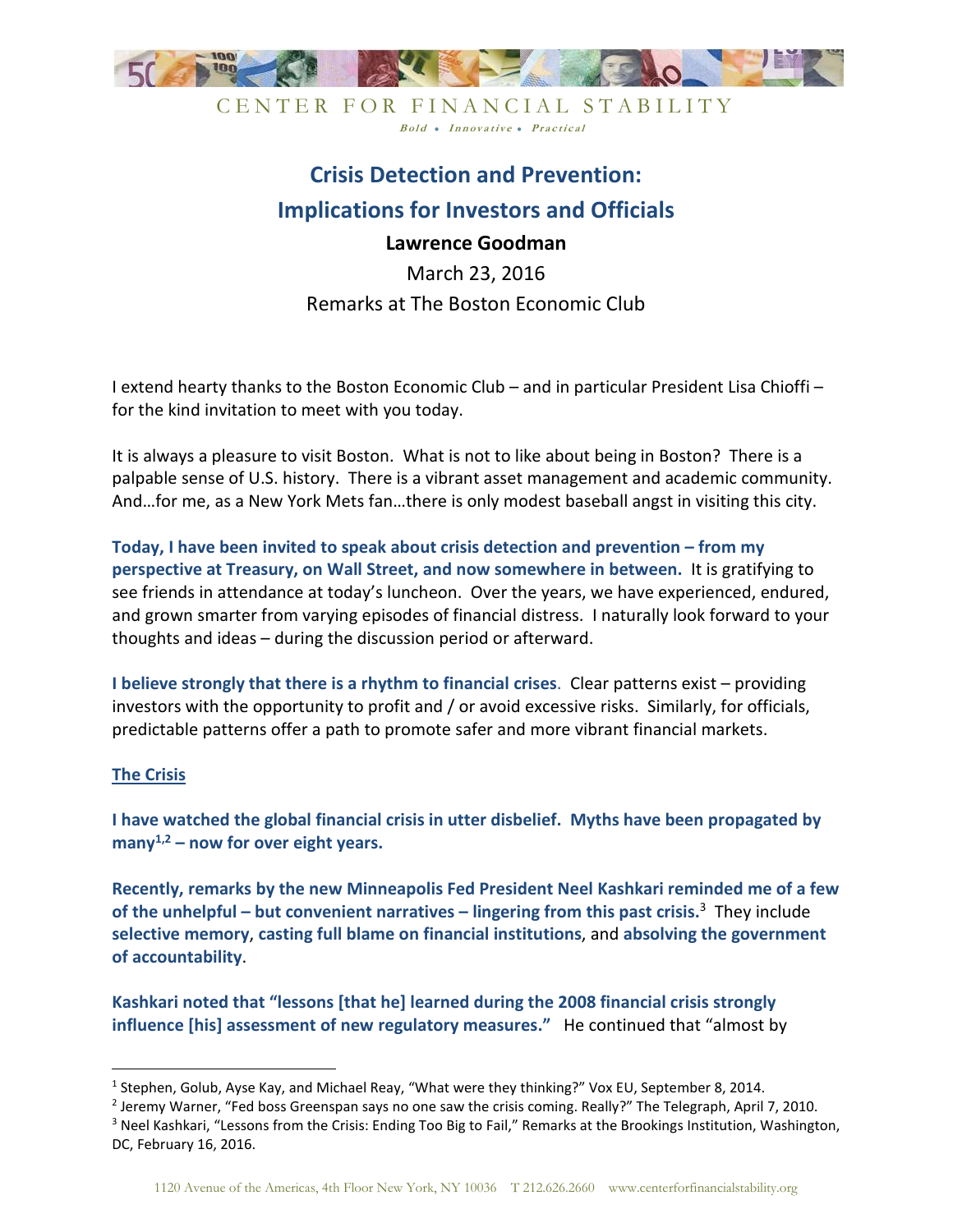CENTER FOR FINANCIAL STABILITY

*Bold • Innovative • Practical*

# Crisis Detection and Prevention: Implications for Investors and Officials

**Lawrence Goodman**

March 23, 2016

Remarks at The Boston Economic Club

I extend hearty thanks to the Boston Economic Club – and in particular President Lisa Chioffi – for the kind invitation to meet with you today.

It is always a pleasure to visit Boston. What is not to like about being in Boston? There is a palpable sense of U.S. history. There is a vibrant asset management and academic community. And…for me, as a New York Mets fan…there is only modest baseball angst in visiting this city.

**Today, I have been invited to speak about crisis detection and prevention – from my perspective at Treasury, on Wall Street, and now somewhere in between.** It is gratifying to see friends in attendance at today's luncheon. Over the years, we have experienced, endured, and grown smarter from varying episodes of financial distress. I naturally look forward to your thoughts and ideas – during the discussion period or afterward.

**I believe strongly that there is a rhythm to financial crises**. Clear patterns exist – providing investors with the opportunity to profit and / or avoid excessive risks. Similarly, for officials, predictable patterns offer a path to promote safer and more vibrant financial markets.

## The Crisis

**I have watched the global financial crisis in utter disbelief. Myths have been propagated by many[1,2] – now for over eight years.**

**Recently, remarks by the new Minneapolis Fed President Neel Kashkari reminded me of a few of the unhelpful – but convenient narratives – lingering from this past crisis.**[3] They include **selective memory**, **casting full blame on financial institutions**, and **absolving the government of accountability**.

**Kashkari noted that "lessons [that he] learned during the 2008 financial crisis strongly influence [his] assessment of new regulatory measures."** He continued that "almost by

---

[1] Stephen, Golub, Ayse Kay, and Michael Reay, "What were they thinking?" Vox EU, September 8, 2014.

[2] Jeremy Warner, "Fed boss Greenspan says no one saw the crisis coming. Really?" The Telegraph, April 7, 2010.

[3] Neel Kashkari, "Lessons from the Crisis: Ending Too Big to Fail," Remarks at the Brookings Institution, Washington, DC, February 16, 2016.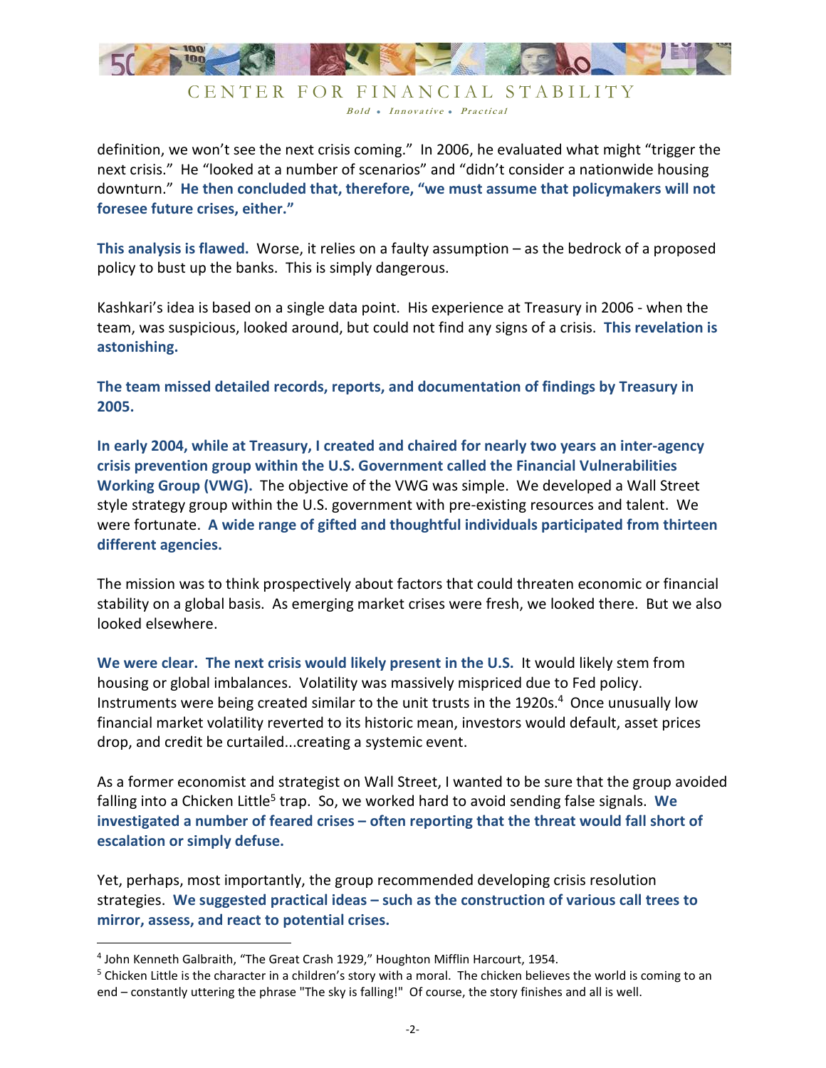definition, we won't see the next crisis coming." In 2006, he evaluated what might "trigger the next crisis." He "looked at a number of scenarios" and "didn't consider a nationwide housing downturn." **He then concluded that, therefore, "we must assume that policymakers will not foresee future crises, either."**

**This analysis is flawed.** Worse, it relies on a faulty assumption – as the bedrock of a proposed policy to bust up the banks. This is simply dangerous.

Kashkari's idea is based on a single data point. His experience at Treasury in 2006 - when the team, was suspicious, looked around, but could not find any signs of a crisis. **This revelation is astonishing.**

**The team missed detailed records, reports, and documentation of findings by Treasury in 2005.**

**In early 2004, while at Treasury, I created and chaired for nearly two years an inter-agency crisis prevention group within the U.S. Government called the Financial Vulnerabilities Working Group (VWG).** The objective of the VWG was simple. We developed a Wall Street style strategy group within the U.S. government with pre-existing resources and talent. We were fortunate. **A wide range of gifted and thoughtful individuals participated from thirteen different agencies.**

The mission was to think prospectively about factors that could threaten economic or financial stability on a global basis. As emerging market crises were fresh, we looked there. But we also looked elsewhere.

**We were clear. The next crisis would likely present in the U.S.** It would likely stem from housing or global imbalances. Volatility was massively mispriced due to Fed policy. Instruments were being created similar to the unit trusts in the 1920s.[4] Once unusually low financial market volatility reverted to its historic mean, investors would default, asset prices drop, and credit be curtailed...creating a systemic event.

As a former economist and strategist on Wall Street, I wanted to be sure that the group avoided falling into a Chicken Little[5] trap. So, we worked hard to avoid sending false signals. **We investigated a number of feared crises – often reporting that the threat would fall short of escalation or simply defuse.**

Yet, perhaps, most importantly, the group recommended developing crisis resolution strategies. **We suggested practical ideas – such as the construction of various call trees to mirror, assess, and react to potential crises.**

---

[4] John Kenneth Galbraith, "The Great Crash 1929," Houghton Mifflin Harcourt, 1954.

[5] Chicken Little is the character in a children's story with a moral. The chicken believes the world is coming to an end – constantly uttering the phrase "The sky is falling!" Of course, the story finishes and all is well.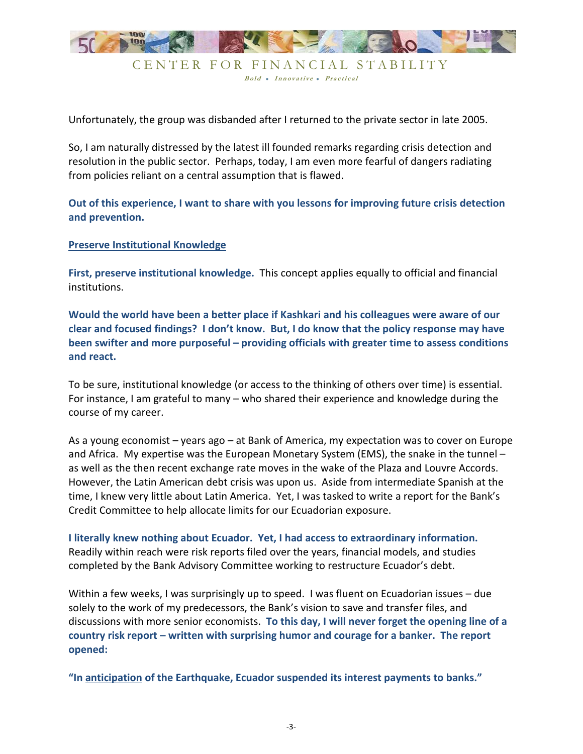Unfortunately, the group was disbanded after I returned to the private sector in late 2005.

So, I am naturally distressed by the latest ill founded remarks regarding crisis detection and resolution in the public sector. Perhaps, today, I am even more fearful of dangers radiating from policies reliant on a central assumption that is flawed.

**Out of this experience, I want to share with you lessons for improving future crisis detection and prevention.**

**Preserve Institutional Knowledge**

**First, preserve institutional knowledge.** This concept applies equally to official and financial institutions.

**Would the world have been a better place if Kashkari and his colleagues were aware of our clear and focused findings? I don't know. But, I do know that the policy response may have been swifter and more purposeful – providing officials with greater time to assess conditions and react.**

To be sure, institutional knowledge (or access to the thinking of others over time) is essential. For instance, I am grateful to many – who shared their experience and knowledge during the course of my career.

As a young economist – years ago – at Bank of America, my expectation was to cover on Europe and Africa. My expertise was the European Monetary System (EMS), the snake in the tunnel – as well as the then recent exchange rate moves in the wake of the Plaza and Louvre Accords. However, the Latin American debt crisis was upon us. Aside from intermediate Spanish at the time, I knew very little about Latin America. Yet, I was tasked to write a report for the Bank's Credit Committee to help allocate limits for our Ecuadorian exposure.

**I literally knew nothing about Ecuador. Yet, I had access to extraordinary information.** Readily within reach were risk reports filed over the years, financial models, and studies completed by the Bank Advisory Committee working to restructure Ecuador's debt.

Within a few weeks, I was surprisingly up to speed. I was fluent on Ecuadorian issues – due solely to the work of my predecessors, the Bank's vision to save and transfer files, and discussions with more senior economists. **To this day, I will never forget the opening line of a country risk report – written with surprising humor and courage for a banker. The report opened:**

**"In anticipation of the Earthquake, Ecuador suspended its interest payments to banks."**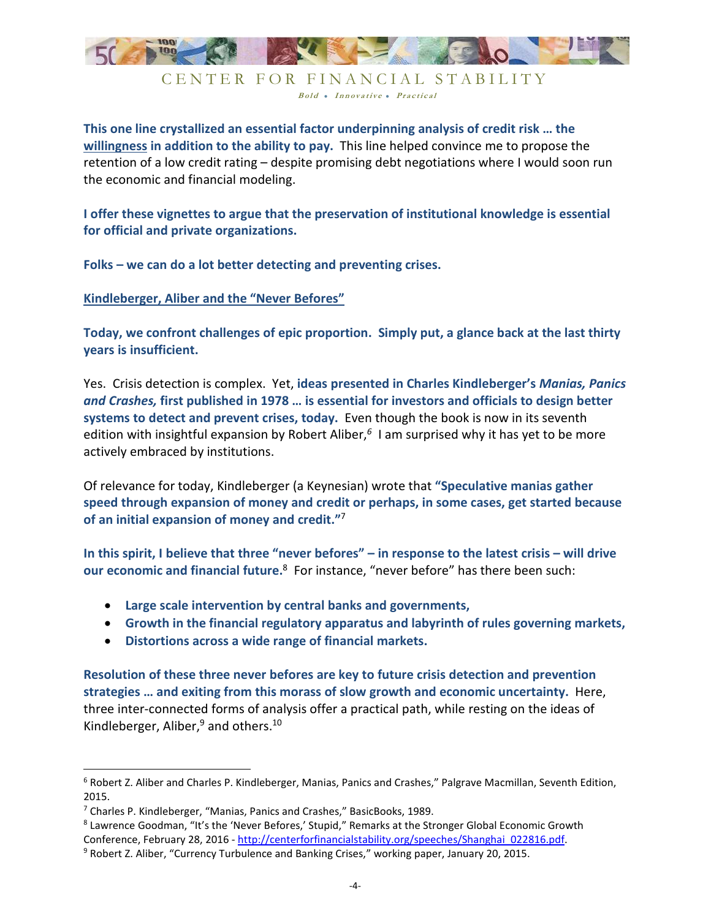**This one line crystallized an essential factor underpinning analysis of credit risk … the willingness in addition to the ability to pay.** This line helped convince me to propose the retention of a low credit rating – despite promising debt negotiations where I would soon run the economic and financial modeling.

**I offer these vignettes to argue that the preservation of institutional knowledge is essential for official and private organizations.**

**Folks – we can do a lot better detecting and preventing crises.**

## Kindleberger, Aliber and the "Never Befores"

**Today, we confront challenges of epic proportion. Simply put, a glance back at the last thirty years is insufficient.**

Yes. Crisis detection is complex. Yet, **ideas presented in Charles Kindleberger's *Manias, Panics and Crashes,* first published in 1978 … is essential for investors and officials to design better systems to detect and prevent crises, today.** Even though the book is now in its seventh edition with insightful expansion by Robert Aliber,[6] I am surprised why it has yet to be more actively embraced by institutions.

Of relevance for today, Kindleberger (a Keynesian) wrote that **"Speculative manias gather speed through expansion of money and credit or perhaps, in some cases, get started because of an initial expansion of money and credit."**[7]

**In this spirit, I believe that three "never befores" – in response to the latest crisis – will drive our economic and financial future.**[8] For instance, "never before" has there been such:

- **Large scale intervention by central banks and governments,**
- **Growth in the financial regulatory apparatus and labyrinth of rules governing markets,**
- **Distortions across a wide range of financial markets.**

**Resolution of these three never befores are key to future crisis detection and prevention strategies … and exiting from this morass of slow growth and economic uncertainty.** Here, three inter-connected forms of analysis offer a practical path, while resting on the ideas of Kindleberger, Aliber,[9] and others.[10]

---

[6] Robert Z. Aliber and Charles P. Kindleberger, Manias, Panics and Crashes," Palgrave Macmillan, Seventh Edition, 2015.

[7] Charles P. Kindleberger, "Manias, Panics and Crashes," BasicBooks, 1989.

[8] Lawrence Goodman, "It's the 'Never Befores,' Stupid," Remarks at the Stronger Global Economic Growth Conference, February 28, 2016 - http://centerforfinancialstability.org/speeches/Shanghai_022816.pdf.

[9] Robert Z. Aliber, "Currency Turbulence and Banking Crises," working paper, January 20, 2015.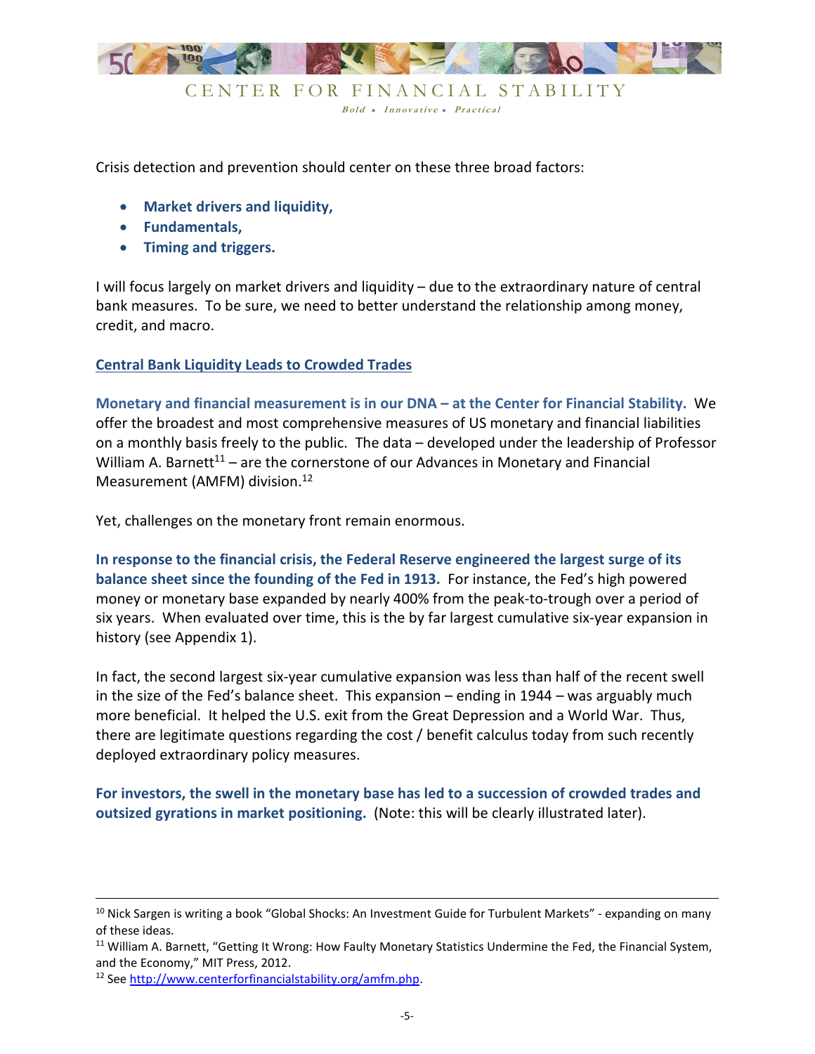Crisis detection and prevention should center on these three broad factors:

- **Market drivers and liquidity,**
- **Fundamentals,**
- **Timing and triggers.**

I will focus largely on market drivers and liquidity – due to the extraordinary nature of central bank measures. To be sure, we need to better understand the relationship among money, credit, and macro.

## Central Bank Liquidity Leads to Crowded Trades

**Monetary and financial measurement is in our DNA – at the Center for Financial Stability.** We offer the broadest and most comprehensive measures of US monetary and financial liabilities on a monthly basis freely to the public. The data – developed under the leadership of Professor William A. Barnett[11] – are the cornerstone of our Advances in Monetary and Financial Measurement (AMFM) division.[12]

Yet, challenges on the monetary front remain enormous.

**In response to the financial crisis, the Federal Reserve engineered the largest surge of its balance sheet since the founding of the Fed in 1913.** For instance, the Fed's high powered money or monetary base expanded by nearly 400% from the peak-to-trough over a period of six years. When evaluated over time, this is the by far largest cumulative six-year expansion in history (see Appendix 1).

In fact, the second largest six-year cumulative expansion was less than half of the recent swell in the size of the Fed's balance sheet. This expansion – ending in 1944 – was arguably much more beneficial. It helped the U.S. exit from the Great Depression and a World War. Thus, there are legitimate questions regarding the cost / benefit calculus today from such recently deployed extraordinary policy measures.

**For investors, the swell in the monetary base has led to a succession of crowded trades and outsized gyrations in market positioning.** (Note: this will be clearly illustrated later).

---

[10] Nick Sargen is writing a book "Global Shocks: An Investment Guide for Turbulent Markets" - expanding on many of these ideas.

[11] William A. Barnett, "Getting It Wrong: How Faulty Monetary Statistics Undermine the Fed, the Financial System, and the Economy," MIT Press, 2012.

[12] See http://www.centerforfinancialstability.org/amfm.php.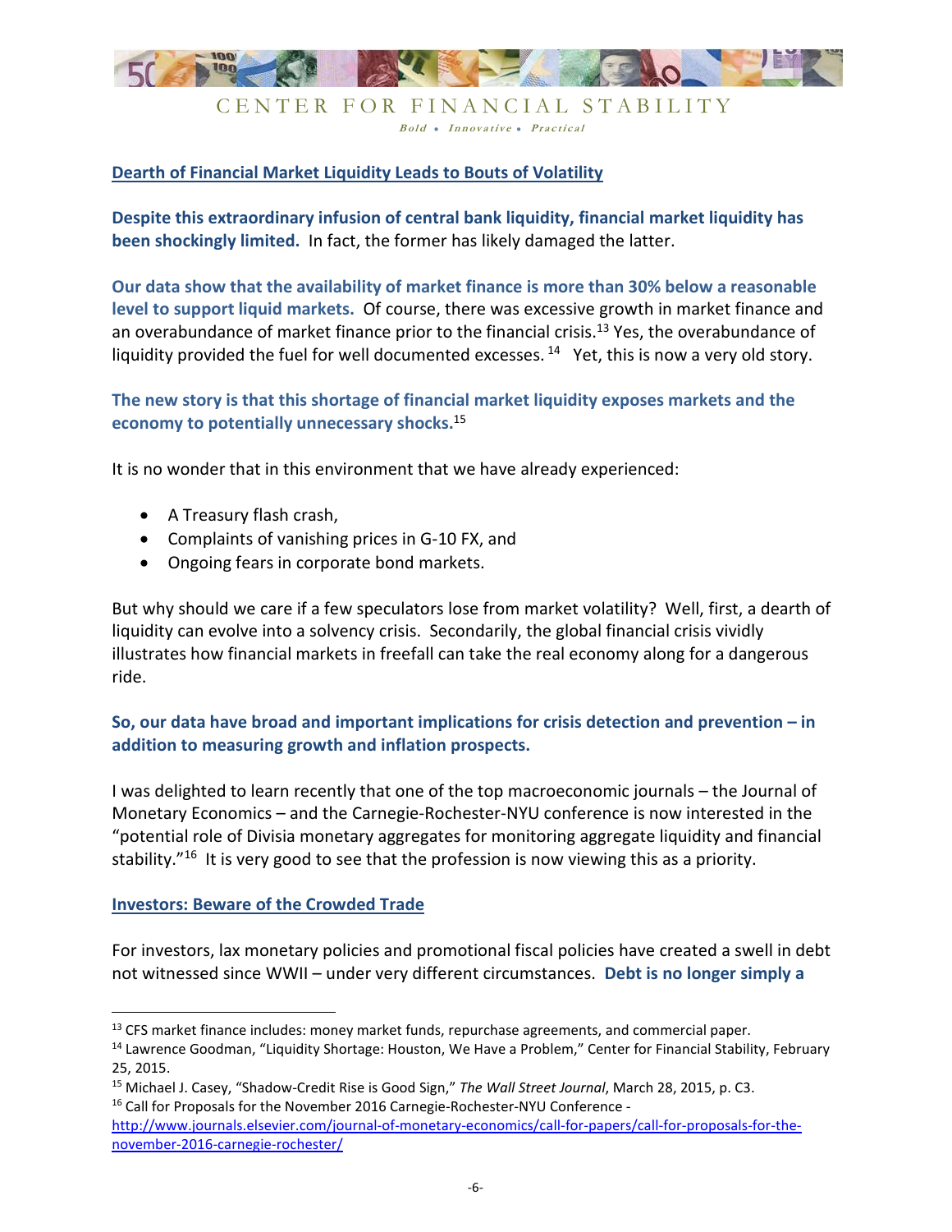## Dearth of Financial Market Liquidity Leads to Bouts of Volatility

**Despite this extraordinary infusion of central bank liquidity, financial market liquidity has been shockingly limited.** In fact, the former has likely damaged the latter.

**Our data show that the availability of market finance is more than 30% below a reasonable level to support liquid markets.** Of course, there was excessive growth in market finance and an overabundance of market finance prior to the financial crisis.[13] Yes, the overabundance of liquidity provided the fuel for well documented excesses. [14] Yet, this is now a very old story.

**The new story is that this shortage of financial market liquidity exposes markets and the economy to potentially unnecessary shocks.**[15]

It is no wonder that in this environment that we have already experienced:

- A Treasury flash crash,
- Complaints of vanishing prices in G-10 FX, and
- Ongoing fears in corporate bond markets.

But why should we care if a few speculators lose from market volatility? Well, first, a dearth of liquidity can evolve into a solvency crisis. Secondarily, the global financial crisis vividly illustrates how financial markets in freefall can take the real economy along for a dangerous ride.

**So, our data have broad and important implications for crisis detection and prevention – in addition to measuring growth and inflation prospects.**

I was delighted to learn recently that one of the top macroeconomic journals – the Journal of Monetary Economics – and the Carnegie-Rochester-NYU conference is now interested in the "potential role of Divisia monetary aggregates for monitoring aggregate liquidity and financial stability."[16] It is very good to see that the profession is now viewing this as a priority.

## Investors: Beware of the Crowded Trade

For investors, lax monetary policies and promotional fiscal policies have created a swell in debt not witnessed since WWII – under very different circumstances. **Debt is no longer simply a**

---

[13] CFS market finance includes: money market funds, repurchase agreements, and commercial paper.

[14] Lawrence Goodman, "Liquidity Shortage: Houston, We Have a Problem," Center for Financial Stability, February 25, 2015.

[15] Michael J. Casey, "Shadow-Credit Rise is Good Sign," *The Wall Street Journal*, March 28, 2015, p. C3.

[16] Call for Proposals for the November 2016 Carnegie-Rochester-NYU Conference - http://www.journals.elsevier.com/journal-of-monetary-economics/call-for-papers/call-for-proposals-for-the-november-2016-carnegie-rochester/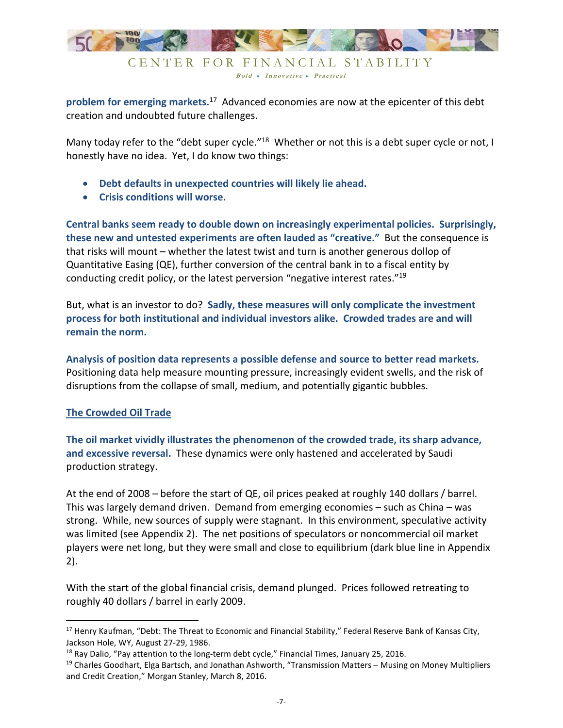**problem for emerging markets.**[17] Advanced economies are now at the epicenter of this debt creation and undoubted future challenges.

Many today refer to the "debt super cycle."[18] Whether or not this is a debt super cycle or not, I honestly have no idea. Yet, I do know two things:

- **Debt defaults in unexpected countries will likely lie ahead.**
- **Crisis conditions will worse.**

**Central banks seem ready to double down on increasingly experimental policies. Surprisingly, these new and untested experiments are often lauded as "creative."** But the consequence is that risks will mount – whether the latest twist and turn is another generous dollop of Quantitative Easing (QE), further conversion of the central bank in to a fiscal entity by conducting credit policy, or the latest perversion "negative interest rates."[19]

But, what is an investor to do? **Sadly, these measures will only complicate the investment process for both institutional and individual investors alike. Crowded trades are and will remain the norm.**

**Analysis of position data represents a possible defense and source to better read markets.** Positioning data help measure mounting pressure, increasingly evident swells, and the risk of disruptions from the collapse of small, medium, and potentially gigantic bubbles.

## The Crowded Oil Trade

**The oil market vividly illustrates the phenomenon of the crowded trade, its sharp advance, and excessive reversal.** These dynamics were only hastened and accelerated by Saudi production strategy.

At the end of 2008 – before the start of QE, oil prices peaked at roughly 140 dollars / barrel. This was largely demand driven. Demand from emerging economies – such as China – was strong. While, new sources of supply were stagnant. In this environment, speculative activity was limited (see Appendix 2). The net positions of speculators or noncommercial oil market players were net long, but they were small and close to equilibrium (dark blue line in Appendix 2).

With the start of the global financial crisis, demand plunged. Prices followed retreating to roughly 40 dollars / barrel in early 2009.

---

[17] Henry Kaufman, "Debt: The Threat to Economic and Financial Stability," Federal Reserve Bank of Kansas City, Jackson Hole, WY, August 27-29, 1986.

[18] Ray Dalio, "Pay attention to the long-term debt cycle," Financial Times, January 25, 2016.

[19] Charles Goodhart, Elga Bartsch, and Jonathan Ashworth, "Transmission Matters – Musing on Money Multipliers and Credit Creation," Morgan Stanley, March 8, 2016.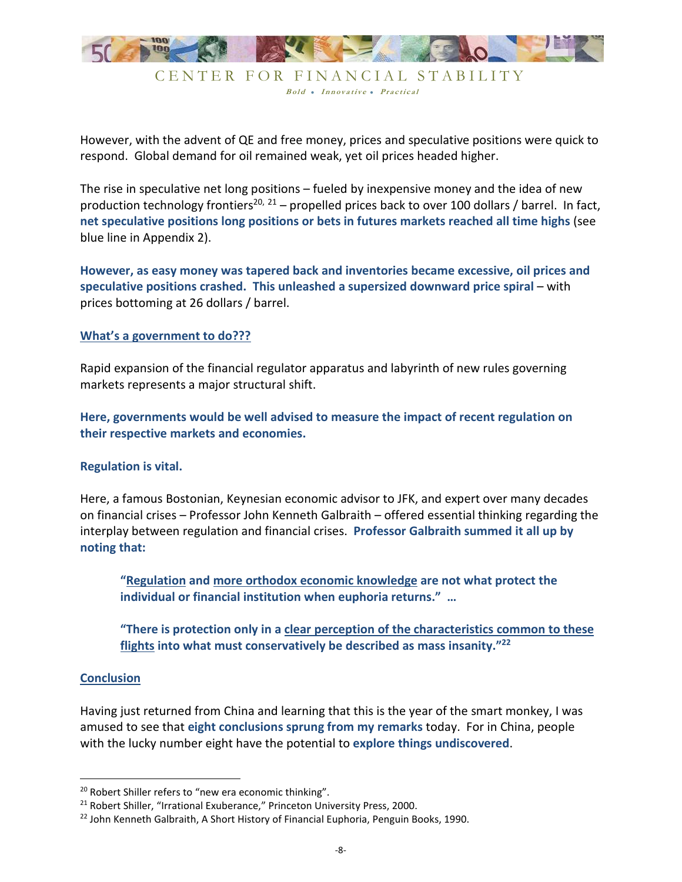However, with the advent of QE and free money, prices and speculative positions were quick to respond. Global demand for oil remained weak, yet oil prices headed higher.

The rise in speculative net long positions – fueled by inexpensive money and the idea of new production technology frontiers[20, 21] – propelled prices back to over 100 dollars / barrel. In fact, **net speculative positions long positions or bets in futures markets reached all time highs** (see blue line in Appendix 2).

**However, as easy money was tapered back and inventories became excessive, oil prices and speculative positions crashed. This unleashed a supersized downward price spiral** – with prices bottoming at 26 dollars / barrel.

**<u>What's a government to do???</u>**

Rapid expansion of the financial regulator apparatus and labyrinth of new rules governing markets represents a major structural shift.

**Here, governments would be well advised to measure the impact of recent regulation on their respective markets and economies.**

**Regulation is vital.**

Here, a famous Bostonian, Keynesian economic advisor to JFK, and expert over many decades on financial crises – Professor John Kenneth Galbraith – offered essential thinking regarding the interplay between regulation and financial crises. **Professor Galbraith summed it all up by noting that:**

> **"<u>Regulation</u> and <u>more orthodox economic knowledge</u> are not what protect the individual or financial institution when euphoria returns." …**
>
> **"There is protection only in a <u>clear perception of the characteristics common to these flights</u> into what must conservatively be described as mass insanity."[22]**

**<u>Conclusion</u>**

Having just returned from China and learning that this is the year of the smart monkey, I was amused to see that **eight conclusions sprung from my remarks** today. For in China, people with the lucky number eight have the potential to **explore things undiscovered**.

---

[20] Robert Shiller refers to "new era economic thinking".

[21] Robert Shiller, "Irrational Exuberance," Princeton University Press, 2000.

[22] John Kenneth Galbraith, A Short History of Financial Euphoria, Penguin Books, 1990.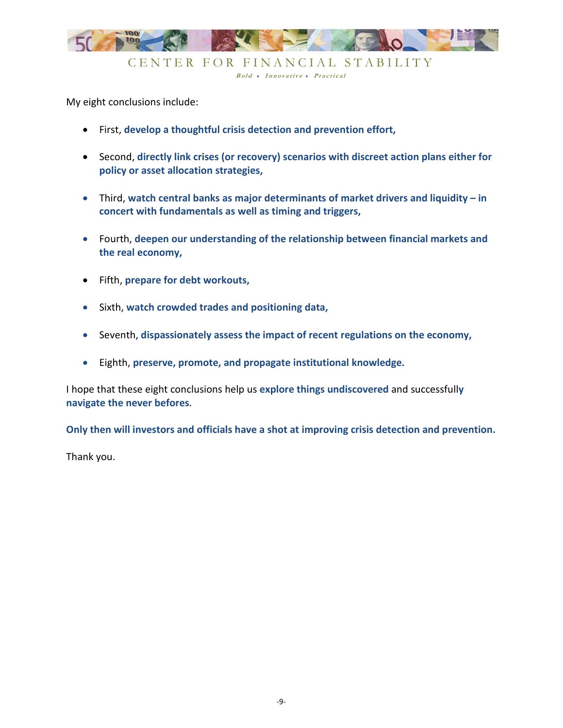My eight conclusions include:

- First, **develop a thoughtful crisis detection and prevention effort,**
- Second, **directly link crises (or recovery) scenarios with discreet action plans either for policy or asset allocation strategies,**
- Third, **watch central banks as major determinants of market drivers and liquidity – in concert with fundamentals as well as timing and triggers,**
- Fourth, **deepen our understanding of the relationship between financial markets and the real economy,**
- Fifth, **prepare for debt workouts,**
- Sixth, **watch crowded trades and positioning data,**
- Seventh, **dispassionately assess the impact of recent regulations on the economy,**
- Eighth, **preserve, promote, and propagate institutional knowledge.**

I hope that these eight conclusions help us **explore things undiscovered** and successfull**y navigate the never befores**.

**Only then will investors and officials have a shot at improving crisis detection and prevention.**

Thank you.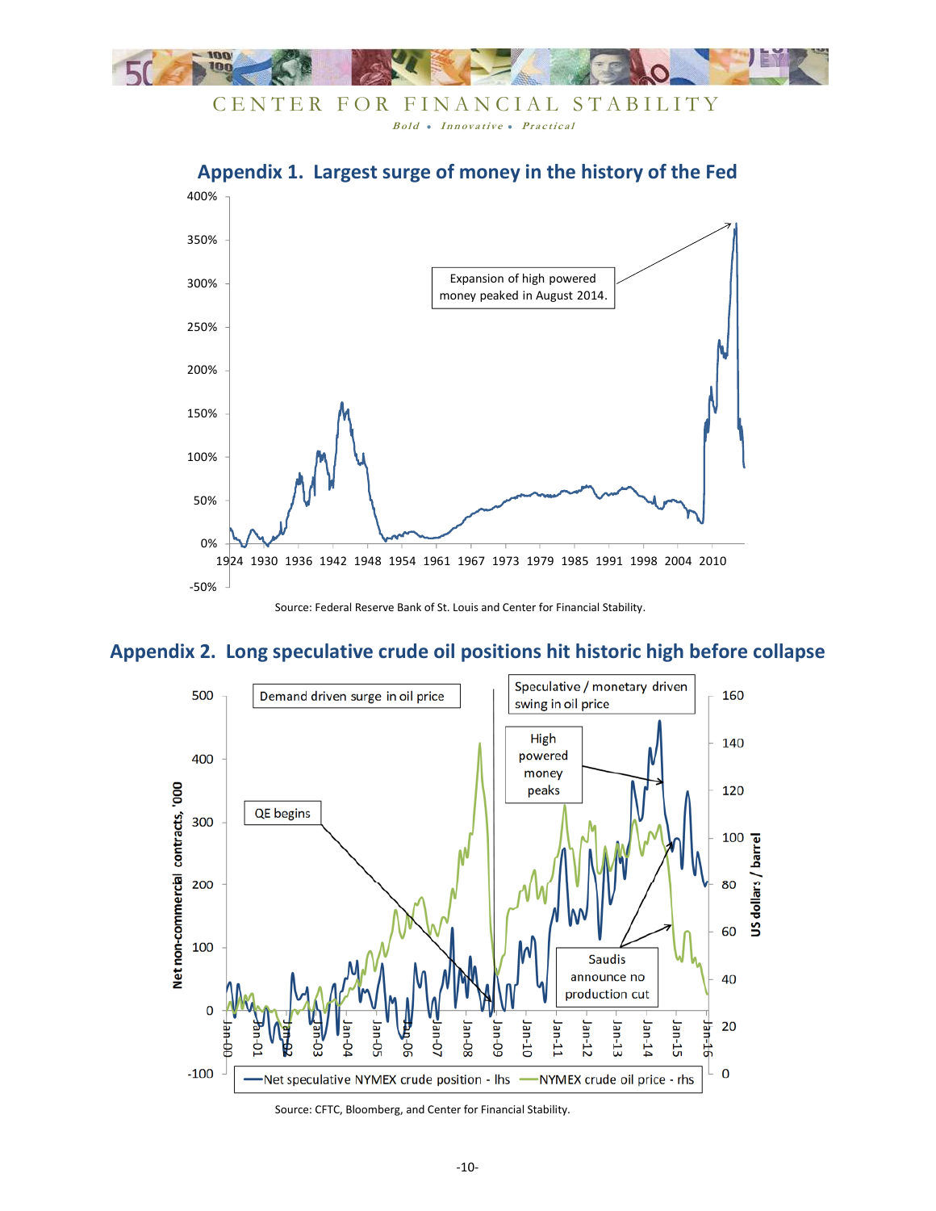## Appendix 1. Largest surge of money in the history of the Fed

Source: Federal Reserve Bank of St. Louis and Center for Financial Stability.

## Appendix 2. Long speculative crude oil positions hit historic high before collapse

Source: CFTC, Bloomberg, and Center for Financial Stability.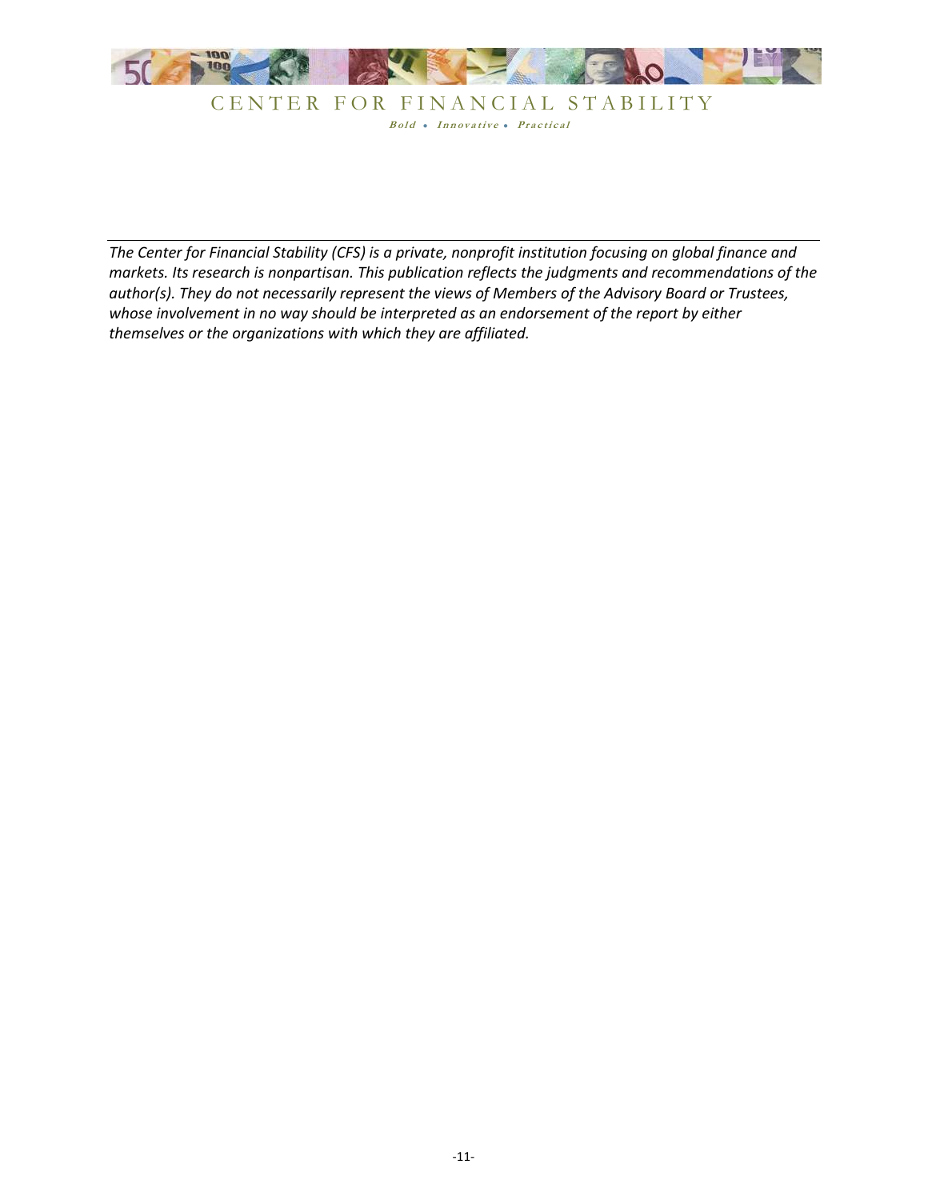CENTER FOR FINANCIAL STABILITY

**Bold • Innovative • Practical**

*The Center for Financial Stability (CFS) is a private, nonprofit institution focusing on global finance and markets. Its research is nonpartisan. This publication reflects the judgments and recommendations of the author(s). They do not necessarily represent the views of Members of the Advisory Board or Trustees, whose involvement in no way should be interpreted as an endorsement of the report by either themselves or the organizations with which they are affiliated.*